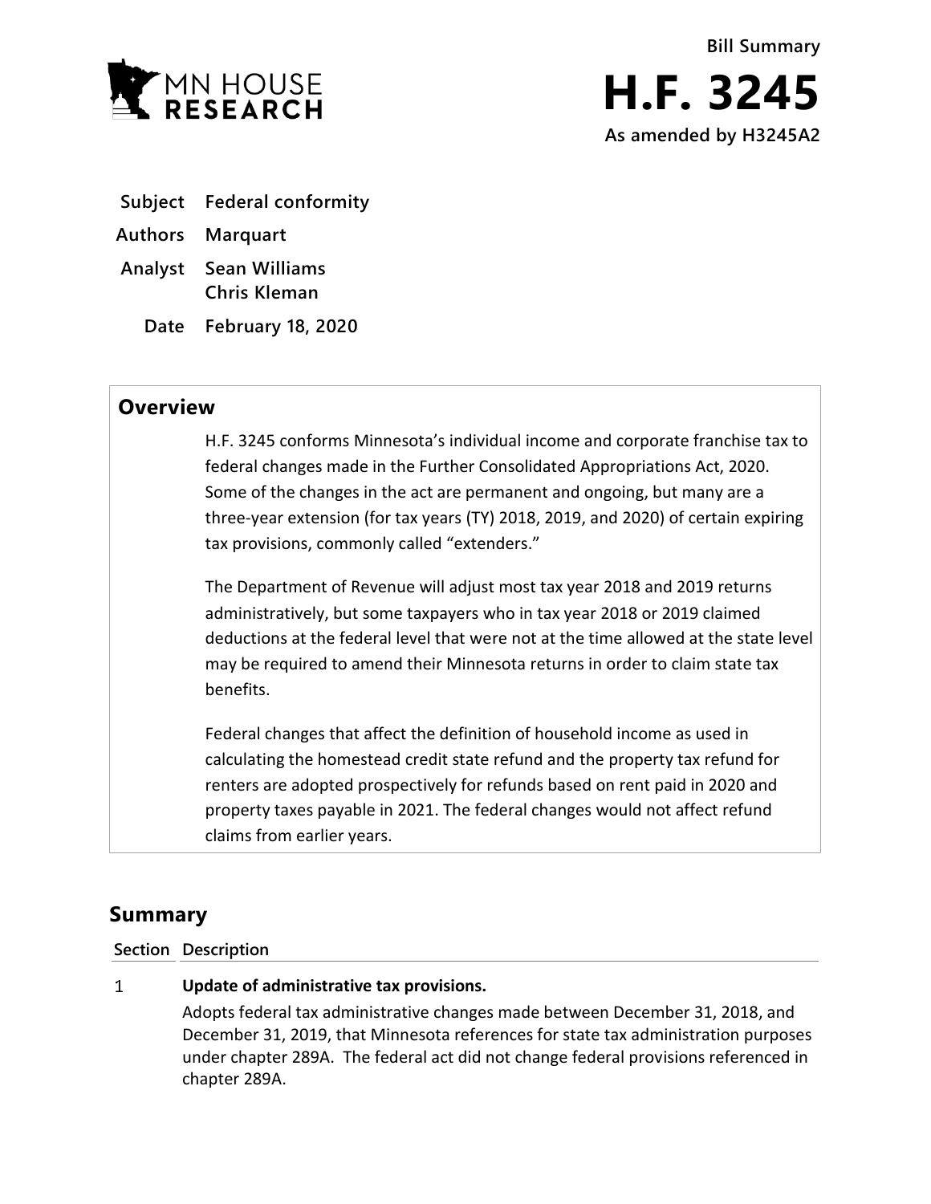MN HOUSE RESEARCH

**Bill Summary**

# H.F. 3245

**As amended by H3245A2**

| | |
|---|---|
| **Subject** | **Federal conformity** |
| **Authors** | **Marquart** |
| **Analyst** | **Sean Williams**<br>**Chris Kleman** |
| **Date** | **February 18, 2020** |

## Overview

H.F. 3245 conforms Minnesota's individual income and corporate franchise tax to federal changes made in the Further Consolidated Appropriations Act, 2020. Some of the changes in the act are permanent and ongoing, but many are a three-year extension (for tax years (TY) 2018, 2019, and 2020) of certain expiring tax provisions, commonly called "extenders."

The Department of Revenue will adjust most tax year 2018 and 2019 returns administratively, but some taxpayers who in tax year 2018 or 2019 claimed deductions at the federal level that were not at the time allowed at the state level may be required to amend their Minnesota returns in order to claim state tax benefits.

Federal changes that affect the definition of household income as used in calculating the homestead credit state refund and the property tax refund for renters are adopted prospectively for refunds based on rent paid in 2020 and property taxes payable in 2021. The federal changes would not affect refund claims from earlier years.

## Summary

| Section | Description |
|---|---|
| 1 | **Update of administrative tax provisions.**<br>Adopts federal tax administrative changes made between December 31, 2018, and December 31, 2019, that Minnesota references for state tax administration purposes under chapter 289A. The federal act did not change federal provisions referenced in chapter 289A. |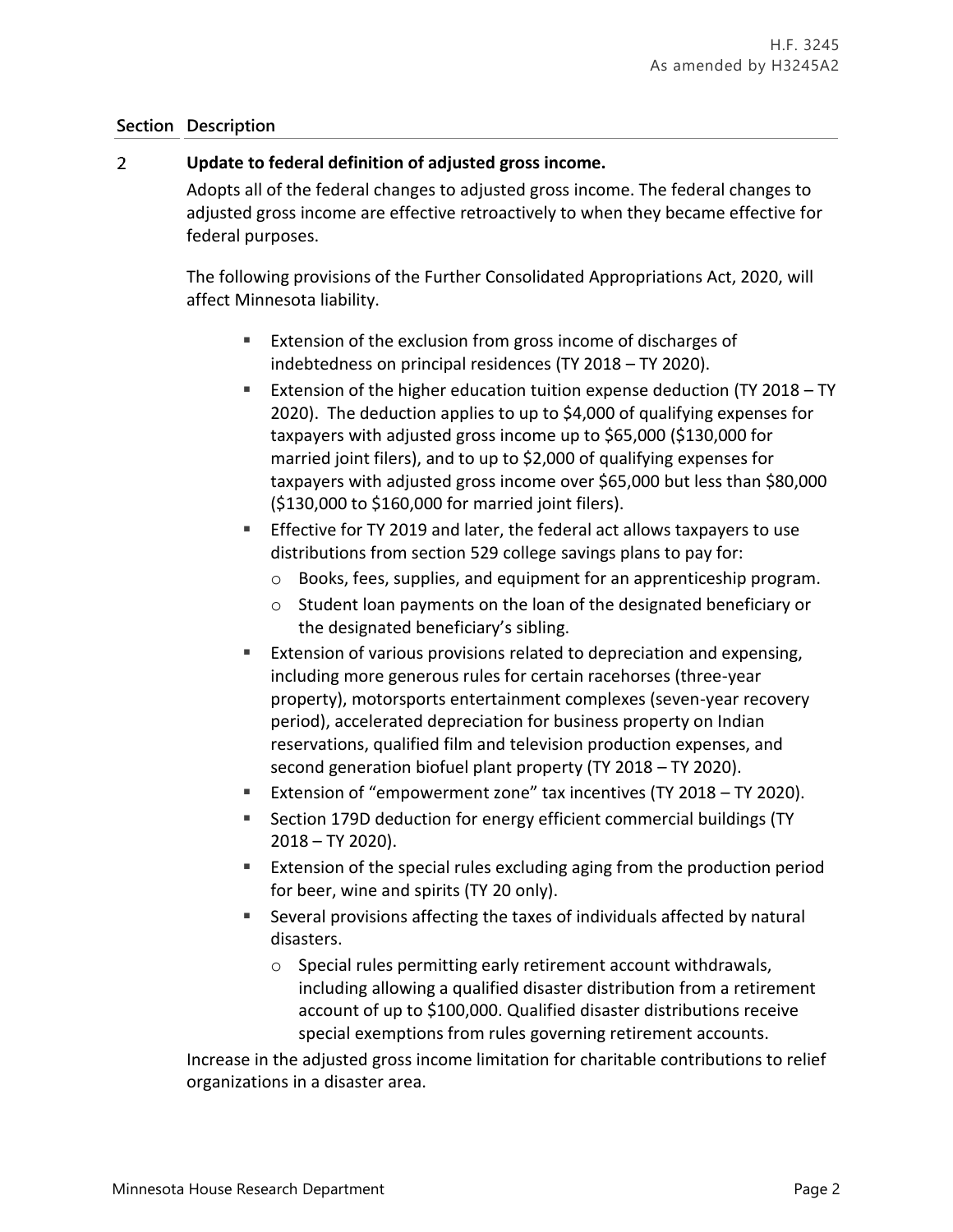| Section | Description |
|---|---|

2 **Update to federal definition of adjusted gross income.**

Adopts all of the federal changes to adjusted gross income. The federal changes to adjusted gross income are effective retroactively to when they became effective for federal purposes.

The following provisions of the Further Consolidated Appropriations Act, 2020, will affect Minnesota liability.

- Extension of the exclusion from gross income of discharges of indebtedness on principal residences (TY 2018 – TY 2020).
- Extension of the higher education tuition expense deduction (TY 2018 – TY 2020). The deduction applies to up to $4,000 of qualifying expenses for taxpayers with adjusted gross income up to $65,000 ($130,000 for married joint filers), and to up to $2,000 of qualifying expenses for taxpayers with adjusted gross income over $65,000 but less than $80,000 ($130,000 to $160,000 for married joint filers).
- Effective for TY 2019 and later, the federal act allows taxpayers to use distributions from section 529 college savings plans to pay for:
  - Books, fees, supplies, and equipment for an apprenticeship program.
  - Student loan payments on the loan of the designated beneficiary or the designated beneficiary's sibling.
- Extension of various provisions related to depreciation and expensing, including more generous rules for certain racehorses (three-year property), motorsports entertainment complexes (seven-year recovery period), accelerated depreciation for business property on Indian reservations, qualified film and television production expenses, and second generation biofuel plant property (TY 2018 – TY 2020).
- Extension of "empowerment zone" tax incentives (TY 2018 – TY 2020).
- Section 179D deduction for energy efficient commercial buildings (TY 2018 – TY 2020).
- Extension of the special rules excluding aging from the production period for beer, wine and spirits (TY 20 only).
- Several provisions affecting the taxes of individuals affected by natural disasters.
  - Special rules permitting early retirement account withdrawals, including allowing a qualified disaster distribution from a retirement account of up to $100,000. Qualified disaster distributions receive special exemptions from rules governing retirement accounts.

Increase in the adjusted gross income limitation for charitable contributions to relief organizations in a disaster area.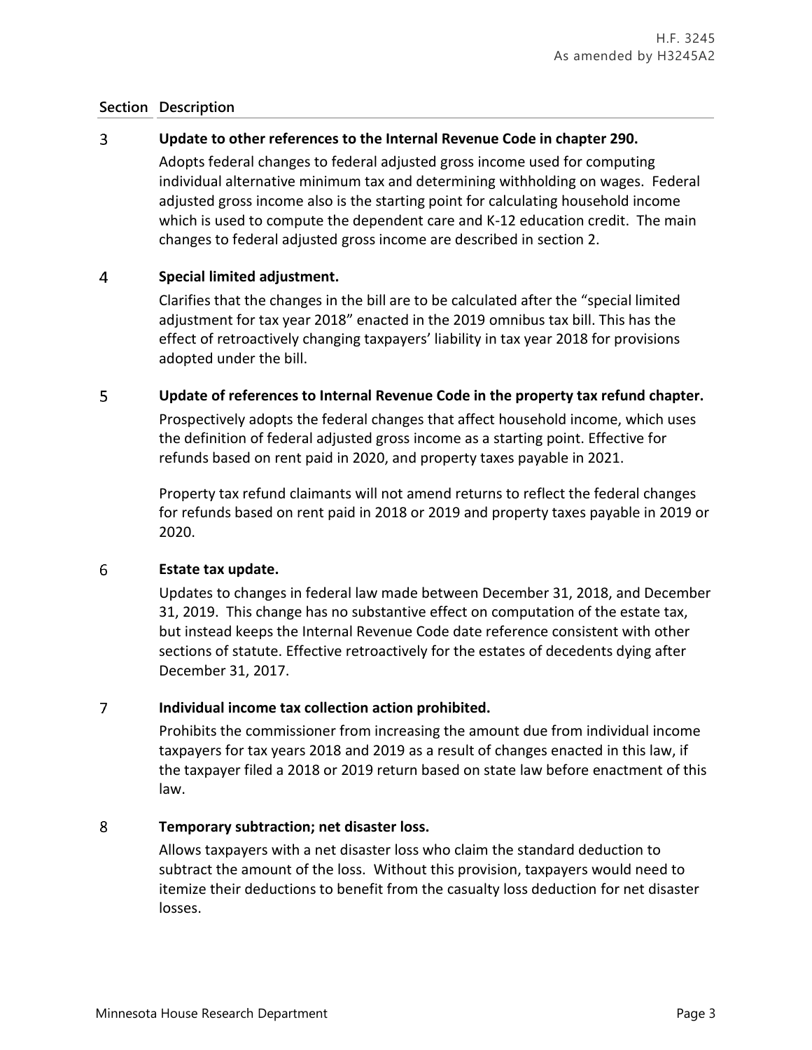| Section | Description |
|---|---|
| 3 | **Update to other references to the Internal Revenue Code in chapter 290.** Adopts federal changes to federal adjusted gross income used for computing individual alternative minimum tax and determining withholding on wages. Federal adjusted gross income also is the starting point for calculating household income which is used to compute the dependent care and K-12 education credit. The main changes to federal adjusted gross income are described in section 2. |
| 4 | **Special limited adjustment.** Clarifies that the changes in the bill are to be calculated after the "special limited adjustment for tax year 2018" enacted in the 2019 omnibus tax bill. This has the effect of retroactively changing taxpayers' liability in tax year 2018 for provisions adopted under the bill. |
| 5 | **Update of references to Internal Revenue Code in the property tax refund chapter.** Prospectively adopts the federal changes that affect household income, which uses the definition of federal adjusted gross income as a starting point. Effective for refunds based on rent paid in 2020, and property taxes payable in 2021. Property tax refund claimants will not amend returns to reflect the federal changes for refunds based on rent paid in 2018 or 2019 and property taxes payable in 2019 or 2020. |
| 6 | **Estate tax update.** Updates to changes in federal law made between December 31, 2018, and December 31, 2019. This change has no substantive effect on computation of the estate tax, but instead keeps the Internal Revenue Code date reference consistent with other sections of statute. Effective retroactively for the estates of decedents dying after December 31, 2017. |
| 7 | **Individual income tax collection action prohibited.** Prohibits the commissioner from increasing the amount due from individual income taxpayers for tax years 2018 and 2019 as a result of changes enacted in this law, if the taxpayer filed a 2018 or 2019 return based on state law before enactment of this law. |
| 8 | **Temporary subtraction; net disaster loss.** Allows taxpayers with a net disaster loss who claim the standard deduction to subtract the amount of the loss. Without this provision, taxpayers would need to itemize their deductions to benefit from the casualty loss deduction for net disaster losses. |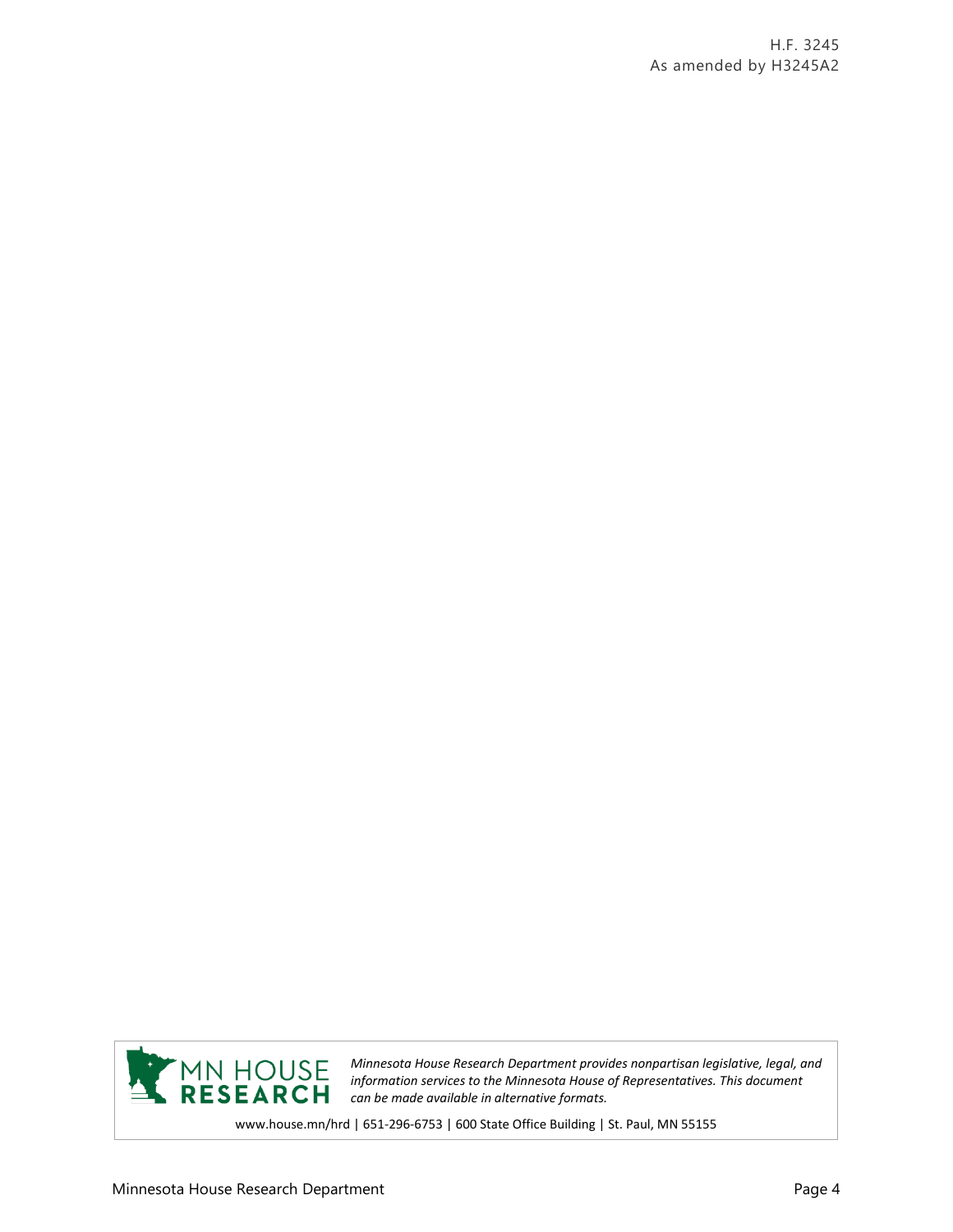MN HOUSE RESEARCH

*Minnesota House Research Department provides nonpartisan legislative, legal, and information services to the Minnesota House of Representatives. This document can be made available in alternative formats.*

www.house.mn/hrd | 651-296-6753 | 600 State Office Building | St. Paul, MN 55155